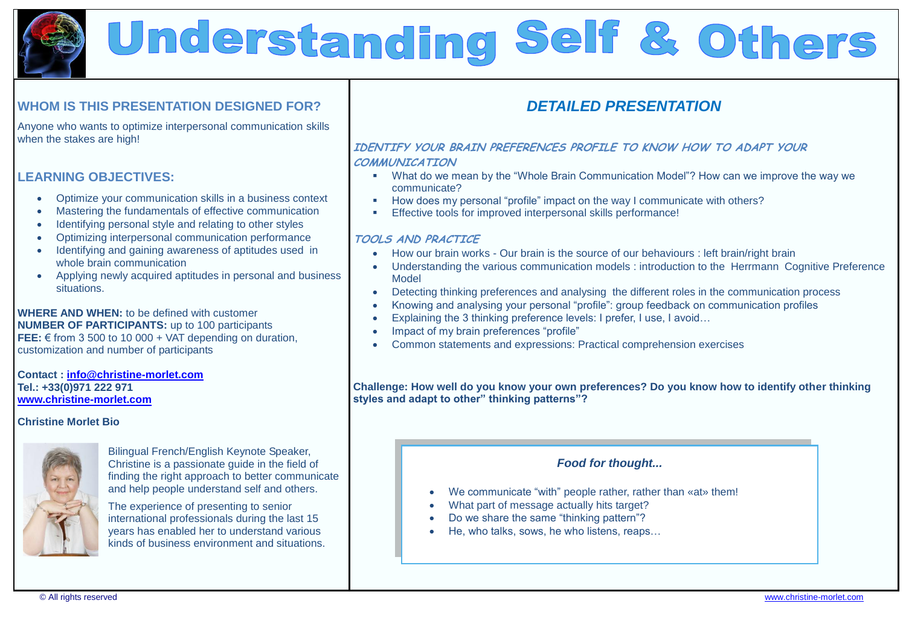# Understanding Self & Others

## WHOM IS THIS PRESENTATION DESIGNED FOR?

Anyone who wants to optimize interpersonal communication skills when the stakes are high!

## LEARNING OBJECTIVES:

- Optimize your communication skills in a business context
- Mastering the fundamentals of effective communication
- Identifying personal style and relating to other styles
- Optimizing interpersonal communication performance
- Identifying and gaining awareness of aptitudes used in whole brain communication
- Applying newly acquired aptitudes in personal and business situations.

**WHERE AND WHEN:** to be defined with customer
**NUMBER OF PARTICIPANTS:** up to 100 participants
**FEE:** € from 3 500 to 10 000 + VAT depending on duration, customization and number of participants

**Contact : info@christine-morlet.com**
**Tel.: +33(0)971 222 971**
**www.christine-morlet.com**

**Christine Morlet Bio**

Bilingual French/English Keynote Speaker, Christine is a passionate guide in the field of finding the right approach to better communicate and help people understand self and others.

The experience of presenting to senior international professionals during the last 15 years has enabled her to understand various kinds of business environment and situations.

## *DETAILED PRESENTATION*

### *IDENTIFY YOUR BRAIN PREFERENCES PROFILE TO KNOW HOW TO ADAPT YOUR COMMUNICATION*

- What do we mean by the "Whole Brain Communication Model"? How can we improve the way we communicate?
- How does my personal "profile" impact on the way I communicate with others?
- Effective tools for improved interpersonal skills performance!

### *TOOLS AND PRACTICE*

- How our brain works - Our brain is the source of our behaviours : left brain/right brain
- Understanding the various communication models : introduction to the Herrmann Cognitive Preference Model
- Detecting thinking preferences and analysing the different roles in the communication process
- Knowing and analysing your personal "profile": group feedback on communication profiles
- Explaining the 3 thinking preference levels: I prefer, I use, I avoid…
- Impact of my brain preferences "profile"
- Common statements and expressions: Practical comprehension exercises

**Challenge: How well do you know your own preferences? Do you know how to identify other thinking styles and adapt to other" thinking patterns"?**

### *Food for thought...*

- We communicate "with" people rather, rather than «at» them!
- What part of message actually hits target?
- Do we share the same "thinking pattern"?
- He, who talks, sows, he who listens, reaps…

© All rights reserved

www.christine-morlet.com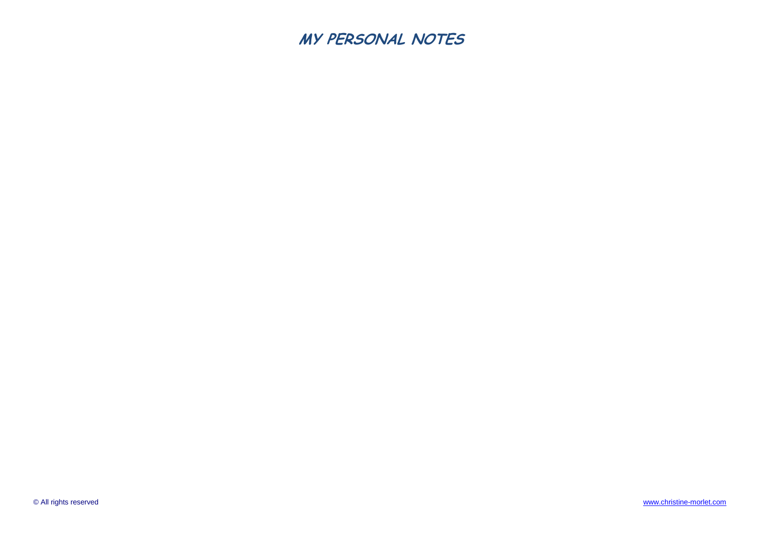# MY PERSONAL NOTES